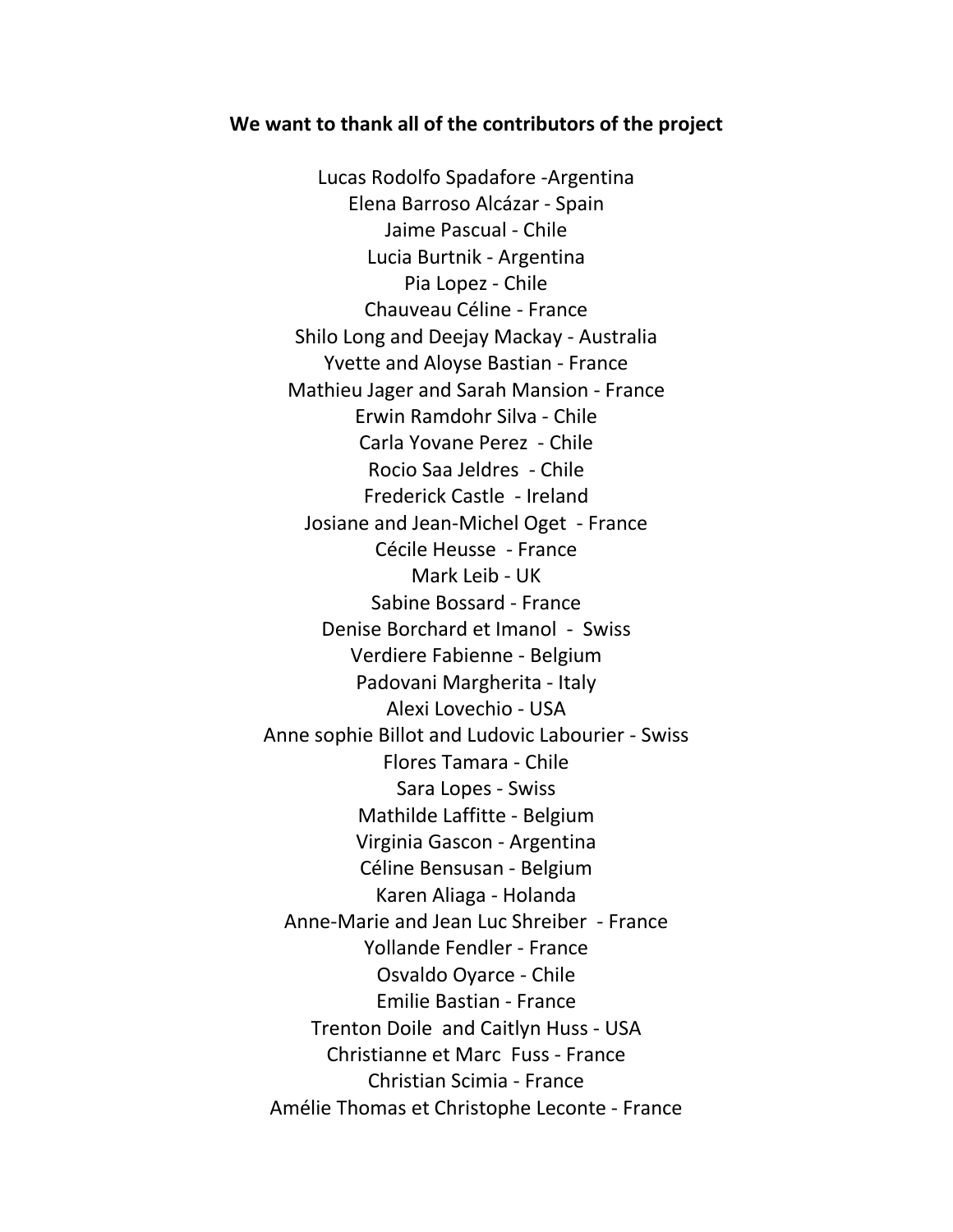**We want to thank all of the contributors of the project**

Lucas Rodolfo Spadafore -Argentina
Elena Barroso Alcázar - Spain
Jaime Pascual - Chile
Lucia Burtnik - Argentina
Pia Lopez - Chile
Chauveau Céline - France
Shilo Long and Deejay Mackay - Australia
Yvette and Aloyse Bastian - France
Mathieu Jager and Sarah Mansion - France
Erwin Ramdohr Silva - Chile
Carla Yovane Perez - Chile
Rocio Saa Jeldres - Chile
Frederick Castle - Ireland
Josiane and Jean-Michel Oget - France
Cécile Heusse - France
Mark Leib - UK
Sabine Bossard - France
Denise Borchard et Imanol - Swiss
Verdiere Fabienne - Belgium
Padovani Margherita - Italy
Alexi Lovechio - USA
Anne sophie Billot and Ludovic Labourier - Swiss
Flores Tamara - Chile
Sara Lopes - Swiss
Mathilde Laffitte - Belgium
Virginia Gascon - Argentina
Céline Bensusan - Belgium
Karen Aliaga - Holanda
Anne-Marie and Jean Luc Shreiber - France
Yollande Fendler - France
Osvaldo Oyarce - Chile
Emilie Bastian - France
Trenton Doile and Caitlyn Huss - USA
Christianne et Marc Fuss - France
Christian Scimia - France
Amélie Thomas et Christophe Leconte - France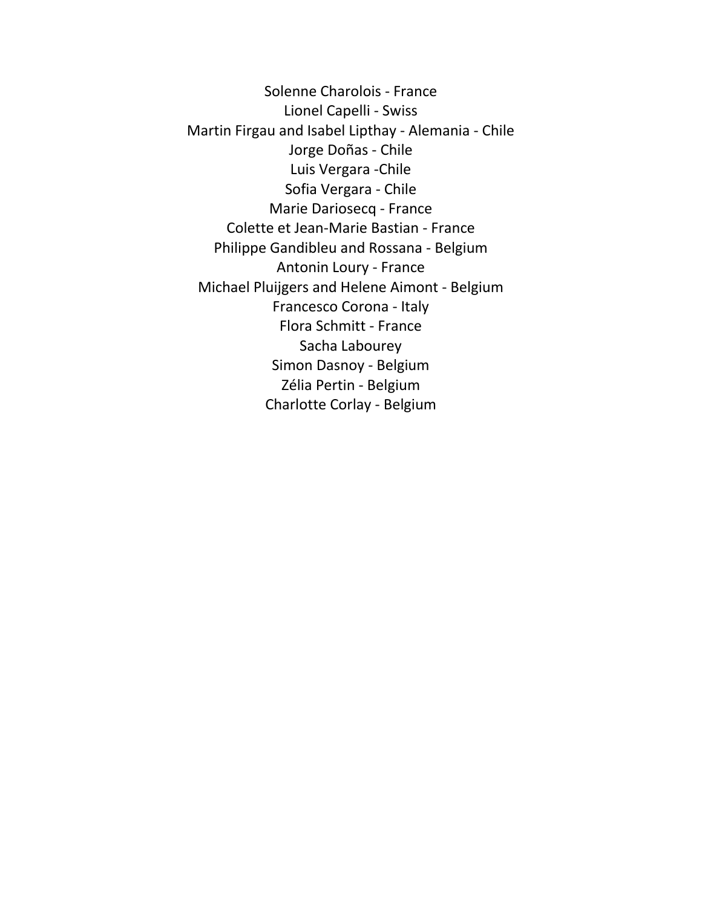Solenne Charolois - France
Lionel Capelli - Swiss
Martin Firgau and Isabel Lipthay - Alemania - Chile
Jorge Doñas - Chile
Luis Vergara -Chile
Sofia Vergara - Chile
Marie Dariosecq - France
Colette et Jean-Marie Bastian - France
Philippe Gandibleu and Rossana - Belgium
Antonin Loury - France
Michael Pluijgers and Helene Aimont - Belgium
Francesco Corona - Italy
Flora Schmitt - France
Sacha Labourey
Simon Dasnoy - Belgium
Zélia Pertin - Belgium
Charlotte Corlay - Belgium